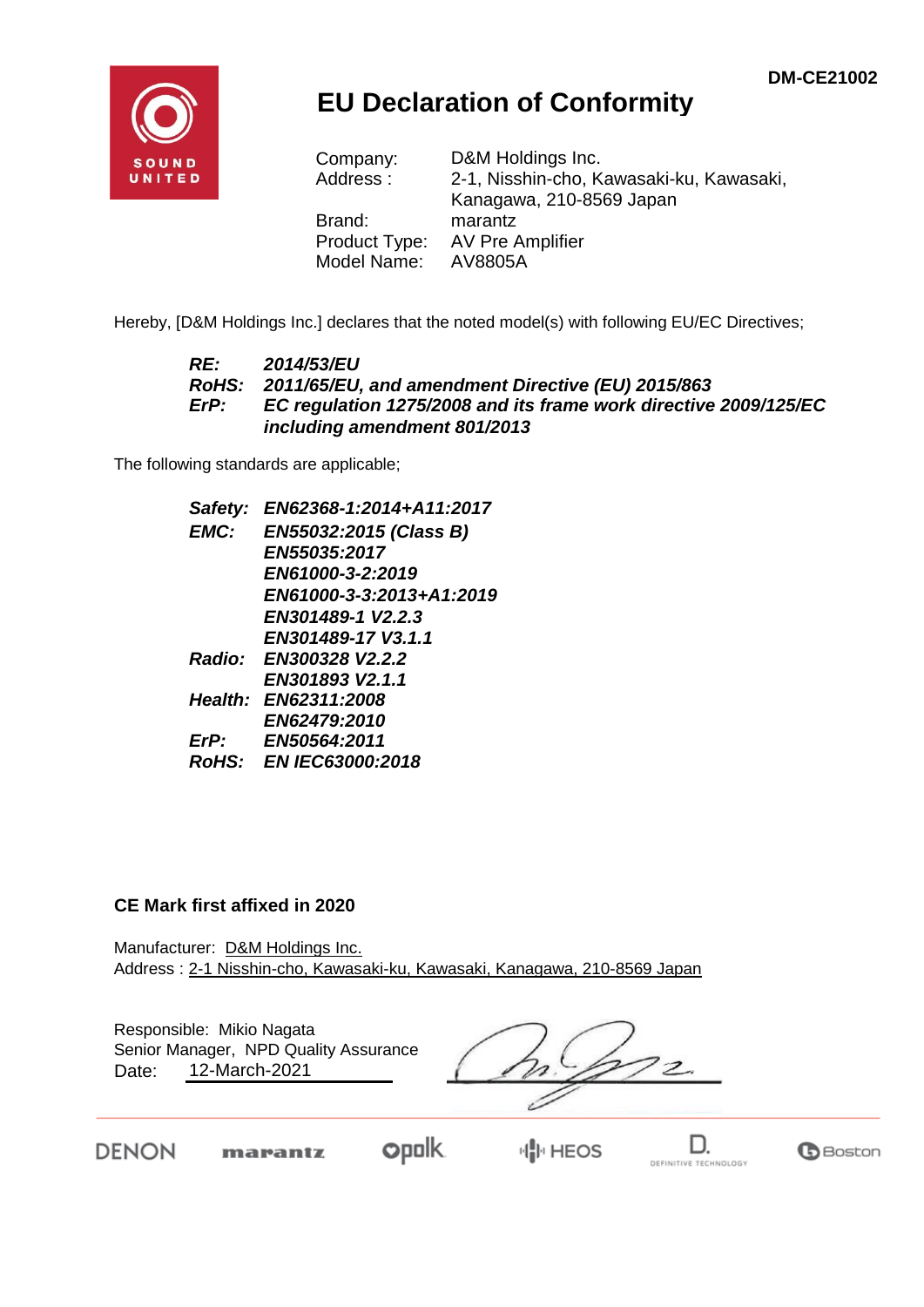DM-CE21002

# EU Declaration of Conformity

Company: D&M Holdings Inc.
Address : 2-1, Nisshin-cho, Kawasaki-ku, Kawasaki, Kanagawa, 210-8569 Japan
Brand: marantz
Product Type: AV Pre Amplifier
Model Name: AV8805A

Hereby, [D&M Holdings Inc.] declares that the noted model(s) with following EU/EC Directives;

***RE:*** ***2014/53/EU***
***RoHS:*** ***2011/65/EU, and amendment Directive (EU) 2015/863***
***ErP:*** ***EC regulation 1275/2008 and its frame work directive 2009/125/EC including amendment 801/2013***

The following standards are applicable;

***Safety:*** ***EN62368-1:2014+A11:2017***
***EMC:*** ***EN55032:2015 (Class B)***
***EN55035:2017***
***EN61000-3-2:2019***
***EN61000-3-3:2013+A1:2019***
***EN301489-1 V2.2.3***
***EN301489-17 V3.1.1***
***Radio:*** ***EN300328 V2.2.2***
***EN301893 V2.1.1***
***Health:*** ***EN62311:2008***
***EN62479:2010***
***ErP:*** ***EN50564:2011***
***RoHS:*** ***EN IEC63000:2018***

**CE Mark first affixed in 2020**

Manufacturer: D&M Holdings Inc.
Address : 2-1 Nisshin-cho, Kawasaki-ku, Kawasaki, Kanagawa, 210-8569 Japan

Responsible: Mikio Nagata
Senior Manager, NPD Quality Assurance
Date: 12-March-2021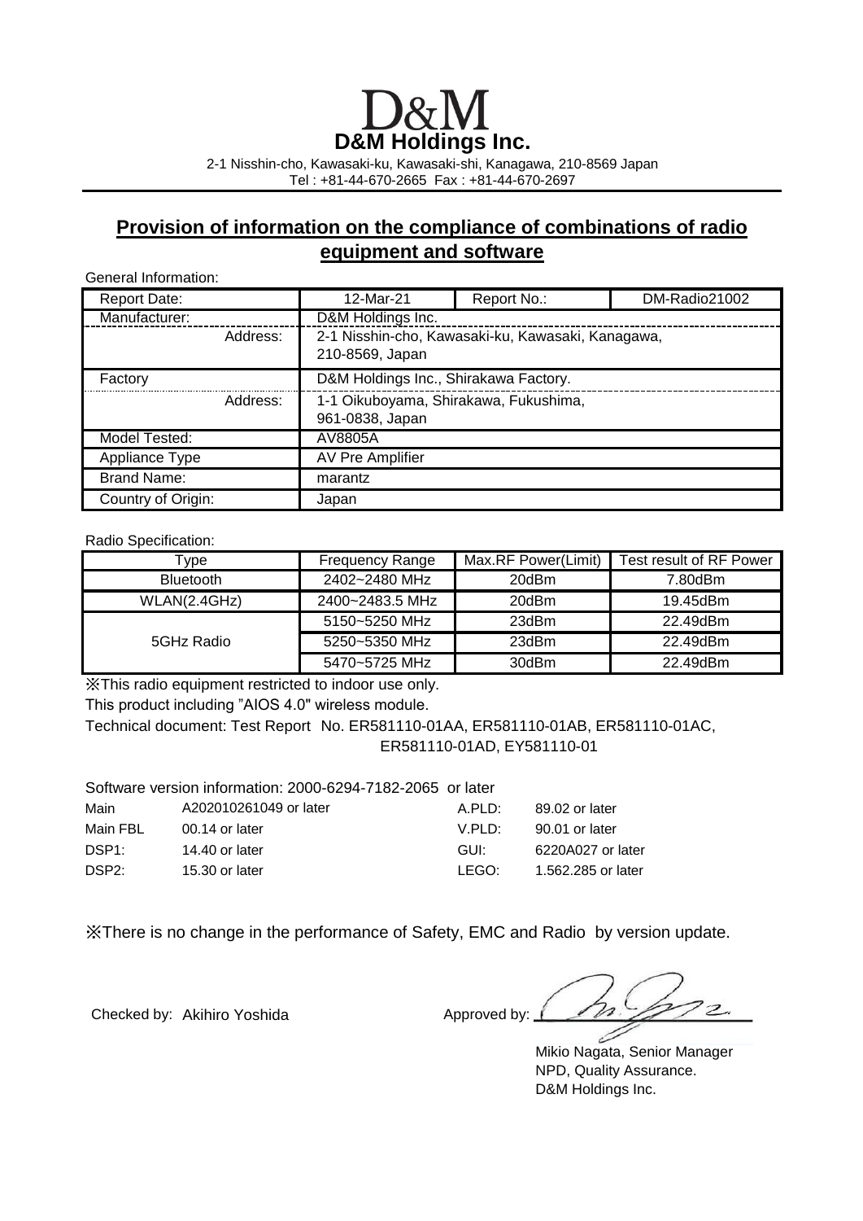# D&M

**D&M Holdings Inc.**

2-1 Nisshin-cho, Kawasaki-ku, Kawasaki-shi, Kanagawa, 210-8569 Japan
Tel : +81-44-670-2665 Fax : +81-44-670-2697

## Provision of information on the compliance of combinations of radio equipment and software

General Information:

| | | | |
|---|---|---|---|
| Report Date: | 12-Mar-21 | Report No.: | DM-Radio21002 |
| Manufacturer: | D&M Holdings Inc. | | |
| Address: | 2-1 Nisshin-cho, Kawasaki-ku, Kawasaki-shi, Kanagawa, 210-8569, Japan | | |
| Factory | D&M Holdings Inc., Shirakawa Factory. | | |
| Address: | 1-1 Oikuboyama, Shirakawa, Fukushima, 961-0838, Japan | | |
| Model Tested: | AV8805A | | |
| Appliance Type | AV Pre Amplifier | | |
| Brand Name: | marantz | | |
| Country of Origin: | Japan | | |

Radio Specification:

| Type | Frequency Range | Max.RF Power(Limit) | Test result of RF Power |
|---|---|---|---|
| Bluetooth | 2402~2480 MHz | 20dBm | 7.80dBm |
| WLAN(2.4GHz) | 2400~2483.5 MHz | 20dBm | 19.45dBm |
| 5GHz Radio | 5150~5250 MHz | 23dBm | 22.49dBm |
| | 5250~5350 MHz | 23dBm | 22.49dBm |
| | 5470~5725 MHz | 30dBm | 22.49dBm |

※This radio equipment restricted to indoor use only.

This product including "AIOS 4.0" wireless module.

Technical document: Test Report No. ER581110-01AA, ER581110-01AB, ER581110-01AC, ER581110-01AD, EY581110-01

Software version information: 2000-6294-7182-2065 or later

| | | | |
|---|---|---|---|
| Main | A202010261049 or later | A.PLD: | 89.02 or later |
| Main FBL | 00.14 or later | V.PLD: | 90.01 or later |
| DSP1: | 14.40 or later | GUI: | 6220A027 or later |
| DSP2: | 15.30 or later | LEGO: | 1.562.285 or later |

※There is no change in the performance of Safety, EMC and Radio by version update.

Checked by: Akihiro Yoshida

Approved by:

Mikio Nagata, Senior Manager
NPD, Quality Assurance.
D&M Holdings Inc.